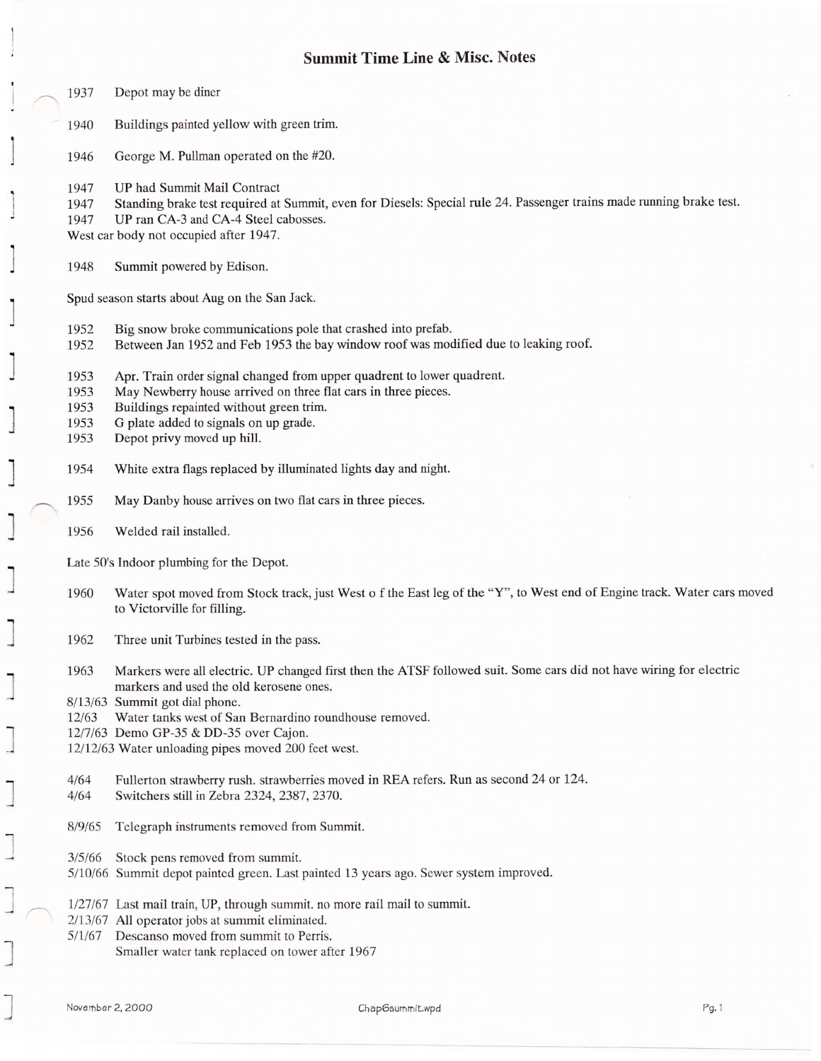# Summit Time Line & Misc. Notes

1937 Depot may be diner

1940 Buildings painted yellow with green trim.

1946 George M. Pullman operated on the #20.

1947 UP had Summit Mail Contract
1947 Standing brake test required at Summit, even for Diesels: Special rule 24. Passenger trains made running brake test.
1947 UP ran CA-3 and CA-4 Steel cabosses.
West car body not occupied after 1947.

1948 Summit powered by Edison.

Spud season starts about Aug on the San Jack.

1952 Big snow broke communications pole that crashed into prefab.
1952 Between Jan 1952 and Feb 1953 the bay window roof was modified due to leaking roof.

1953 Apr. Train order signal changed from upper quadrent to lower quadrent.
1953 May Newberry house arrived on three flat cars in three pieces.
1953 Buildings repainted without green trim.
1953 G plate added to signals on up grade.
1953 Depot privy moved up hill.

1954 White extra flags replaced by illuminated lights day and night.

1955 May Danby house arrives on two flat cars in three pieces.

1956 Welded rail installed.

Late 50's Indoor plumbing for the Depot.

1960 Water spot moved from Stock track, just West o f the East leg of the "Y", to West end of Engine track. Water cars moved to Victorville for filling.

1962 Three unit Turbines tested in the pass.

1963 Markers were all electric. UP changed first then the ATSF followed suit. Some cars did not have wiring for electric markers and used the old kerosene ones.
8/13/63 Summit got dial phone.
12/63 Water tanks west of San Bernardino roundhouse removed.
12/7/63 Demo GP-35 & DD-35 over Cajon.
12/12/63 Water unloading pipes moved 200 feet west.

4/64 Fullerton strawberry rush. strawberries moved in REA refers. Run as second 24 or 124.
4/64 Switchers still in Zebra 2324, 2387, 2370.

8/9/65 Telegraph instruments removed from Summit.

3/5/66 Stock pens removed from summit.
5/10/66 Summit depot painted green. Last painted 13 years ago. Sewer system improved.

1/27/67 Last mail train, UP, through summit. no more rail mail to summit.
2/13/67 All operator jobs at summit eliminated.
5/1/67 Descanso moved from summit to Perris.
Smaller water tank replaced on tower after 1967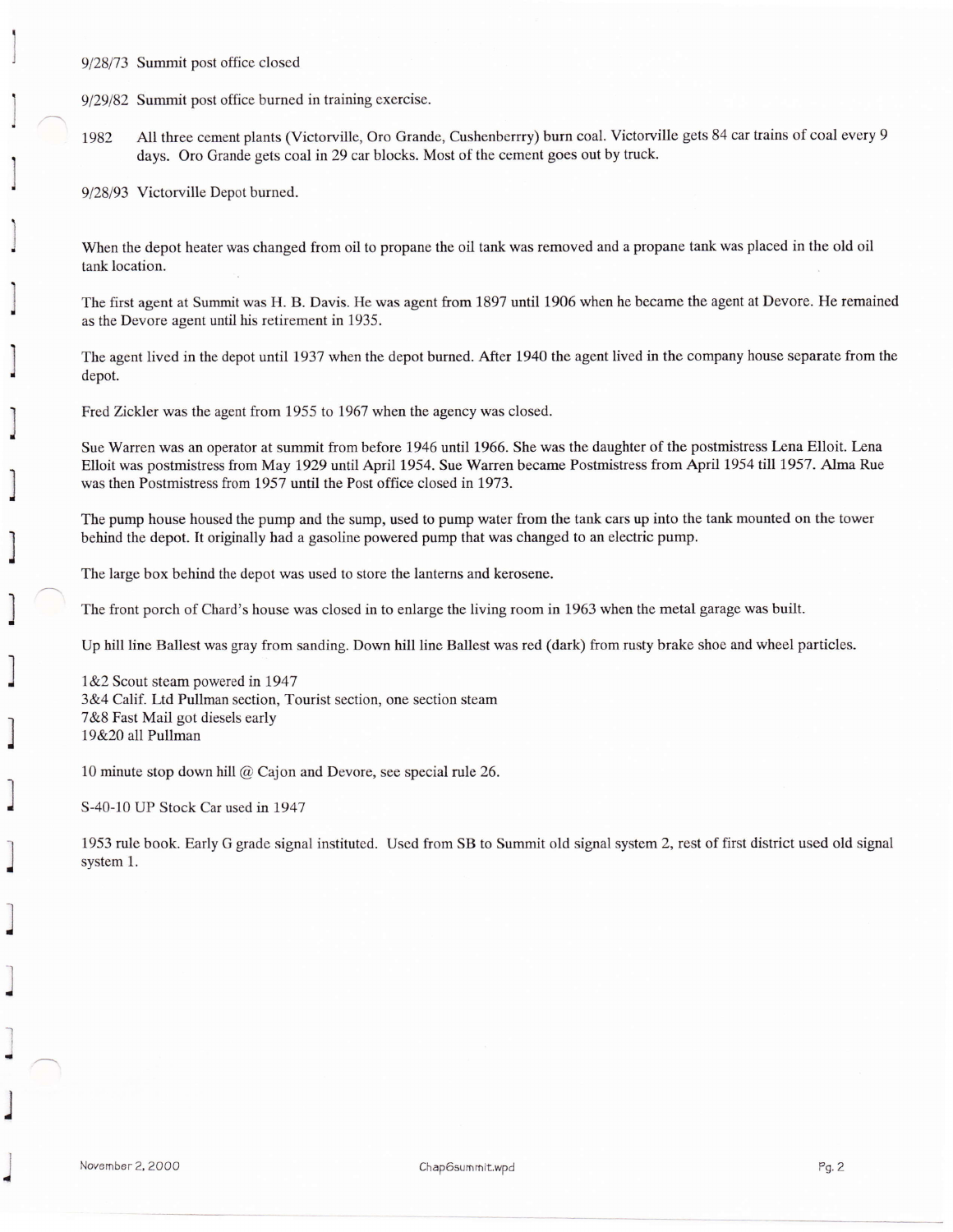9/28/73 Summit post office closed

9/29/82 Summit post office burned in training exercise.

1982 All three cement plants (Victorville, Oro Grande, Cushenberrry) burn coal. Victorville gets 84 car trains of coal every 9 days. Oro Grande gets coal in 29 car blocks. Most of the cement goes out by truck.

9/28/93 Victorville Depot burned.

When the depot heater was changed from oil to propane the oil tank was removed and a propane tank was placed in the old oil tank location.

The first agent at Summit was H. B. Davis. He was agent from 1897 until 1906 when he became the agent at Devore. He remained as the Devore agent until his retirement in 1935.

The agent lived in the depot until 1937 when the depot burned. After 1940 the agent lived in the company house separate from the depot.

Fred Zickler was the agent from 1955 to 1967 when the agency was closed.

Sue Warren was an operator at summit from before 1946 until 1966. She was the daughter of the postmistress Lena Elloit. Lena Elloit was postmistress from May 1929 until April 1954. Sue Warren became Postmistress from April 1954 till 1957. Alma Rue was then Postmistress from 1957 until the Post office closed in 1973.

The pump house housed the pump and the sump, used to pump water from the tank cars up into the tank mounted on the tower behind the depot. It originally had a gasoline powered pump that was changed to an electric pump.

The large box behind the depot was used to store the lanterns and kerosene.

The front porch of Chard's house was closed in to enlarge the living room in 1963 when the metal garage was built.

Up hill line Ballest was gray from sanding. Down hill line Ballest was red (dark) from rusty brake shoe and wheel particles.

1&2 Scout steam powered in 1947  
3&4 Calif. Ltd Pullman section, Tourist section, one section steam  
7&8 Fast Mail got diesels early  
19&20 all Pullman

10 minute stop down hill @ Cajon and Devore, see special rule 26.

S-40-10 UP Stock Car used in 1947

1953 rule book. Early G grade signal instituted. Used from SB to Summit old signal system 2, rest of first district used old signal system 1.